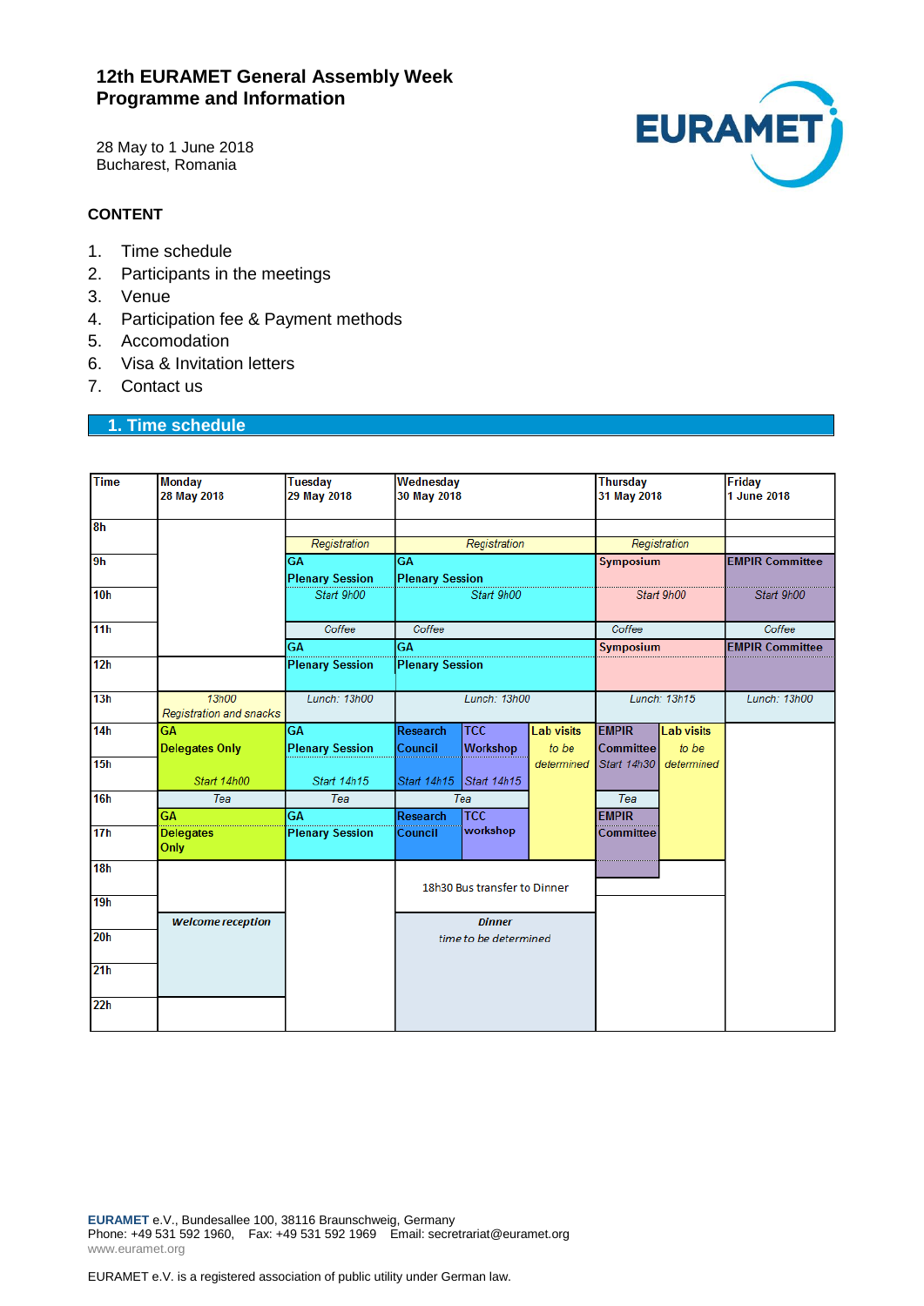# 12th EURAMET General Assembly Week
# Programme and Information

28 May to 1 June 2018
Bucharest, Romania

## CONTENT

1. Time schedule
2. Participants in the meetings
3. Venue
4. Participation fee & Payment methods
5. Accomodation
6. Visa & Invitation letters
7. Contact us

## 1. Time schedule

| Time | Monday 28 May 2018 | Tuesday 29 May 2018 | Wednesday 30 May 2018 | Thursday 31 May 2018 | Friday 1 June 2018 |
|---|---|---|---|---|---|
| 8h | | | | | |
| | | *Registration* | *Registration* | *Registration* | |
| 9h–10h | | **GA Plenary Session** *Start 9h00* | **GA Plenary Session** *Start 9h00* | **Symposium** *Start 9h00* | **EMPIR Committee** *Start 9h00* |
| 11h | | *Coffee* | *Coffee* | *Coffee* | *Coffee* |
| 11h–12h | | **GA Plenary Session** | **GA Plenary Session** | **Symposium** | **EMPIR Committee** |
| 13h | *13h00 Registration and snacks* | *Lunch: 13h00* | *Lunch: 13h00* | *Lunch: 13h15* | *Lunch: 13h00* |
| 14h–15h | **GA Delegates Only** *Start 14h00* | **GA Plenary Session** *Start 14h15* | **Research Council** *Start 14h15* / **TCC Workshop** *Start 14h15* / **Lab visits** *to be determined* | **EMPIR Committee** *Start 14h30* / **Lab visits** *to be determined* | |
| 16h | *Tea* | *Tea* | *Tea* (Lab visits continue) | *Tea* (Lab visits continue) | |
| 16h–17h | **GA Delegates Only** | **GA Plenary Session** | **Research Council** / **TCC workshop** (Lab visits continue) | **EMPIR Committee** (Lab visits continue) | |
| 18h–19h | | | 18h30 Bus transfer to Dinner | | |
| 19h–22h | ***Welcome reception*** | | ***Dinner*** *time to be determined* | | |

**EURAMET** e.V., Bundesallee 100, 38116 Braunschweig, Germany
Phone: +49 531 592 1960, Fax: +49 531 592 1969 Email: secretariat@euramet.org
www.euramet.org

EURAMET e.V. is a registered association of public utility under German law.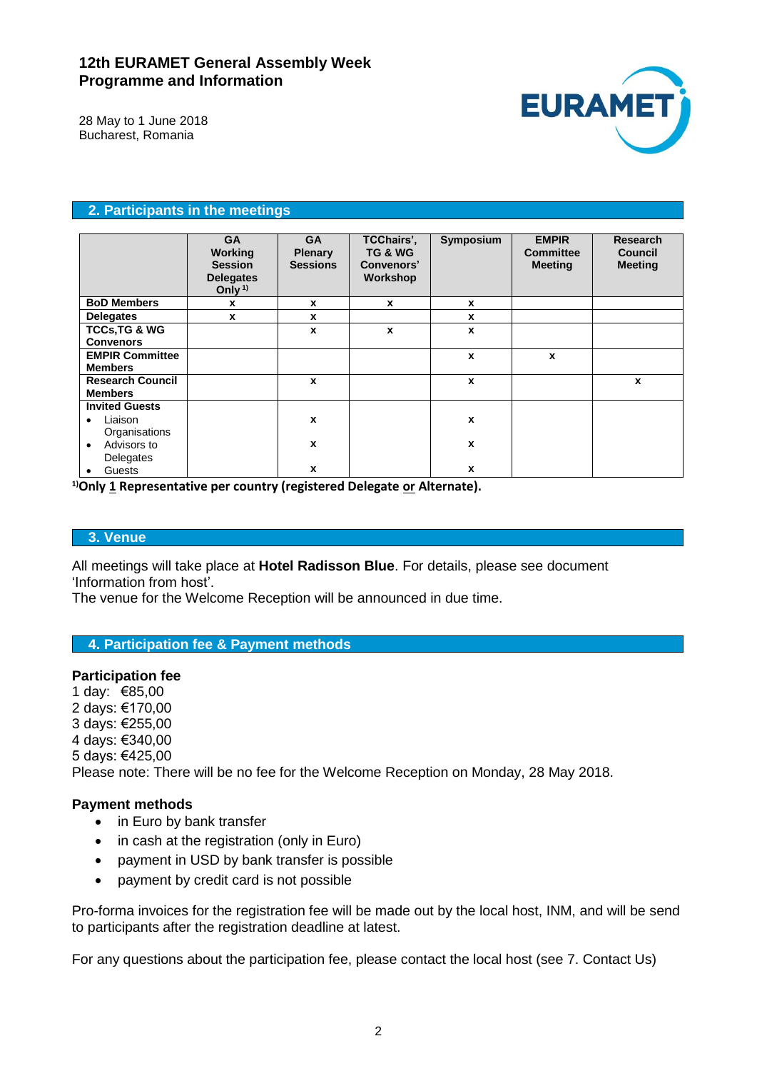## 2. Participants in the meetings

| | GA Working Session Delegates Only [1)] | GA Plenary Sessions | TCChairs', TG & WG Convenors' Workshop | Symposium | EMPIR Committee Meeting | Research Council Meeting |
|---|---|---|---|---|---|---|
| **BoD Members** | x | x | x | x | | |
| **Delegates** | x | x | | x | | |
| **TCCs,TG & WG Convenors** | | x | x | x | | |
| **EMPIR Committee Members** | | | | x | x | |
| **Research Council Members** | | x | | x | | x |
| **Invited Guests** | | | | | | |
| • Liaison Organisations | | x | | x | | |
| • Advisors to Delegates | | x | | x | | |
| • Guests | | x | | x | | |

**[1)]Only 1 Representative per country (registered Delegate or Alternate).**

## 3. Venue

All meetings will take place at **Hotel Radisson Blue**. For details, please see document 'Information from host'.
The venue for the Welcome Reception will be announced in due time.

## 4. Participation fee & Payment methods

### Participation fee

1 day: €85,00
2 days: €170,00
3 days: €255,00
4 days: €340,00
5 days: €425,00
Please note: There will be no fee for the Welcome Reception on Monday, 28 May 2018.

### Payment methods

- in Euro by bank transfer
- in cash at the registration (only in Euro)
- payment in USD by bank transfer is possible
- payment by credit card is not possible

Pro-forma invoices for the registration fee will be made out by the local host, INM, and will be send to participants after the registration deadline at latest.

For any questions about the participation fee, please contact the local host (see 7. Contact Us)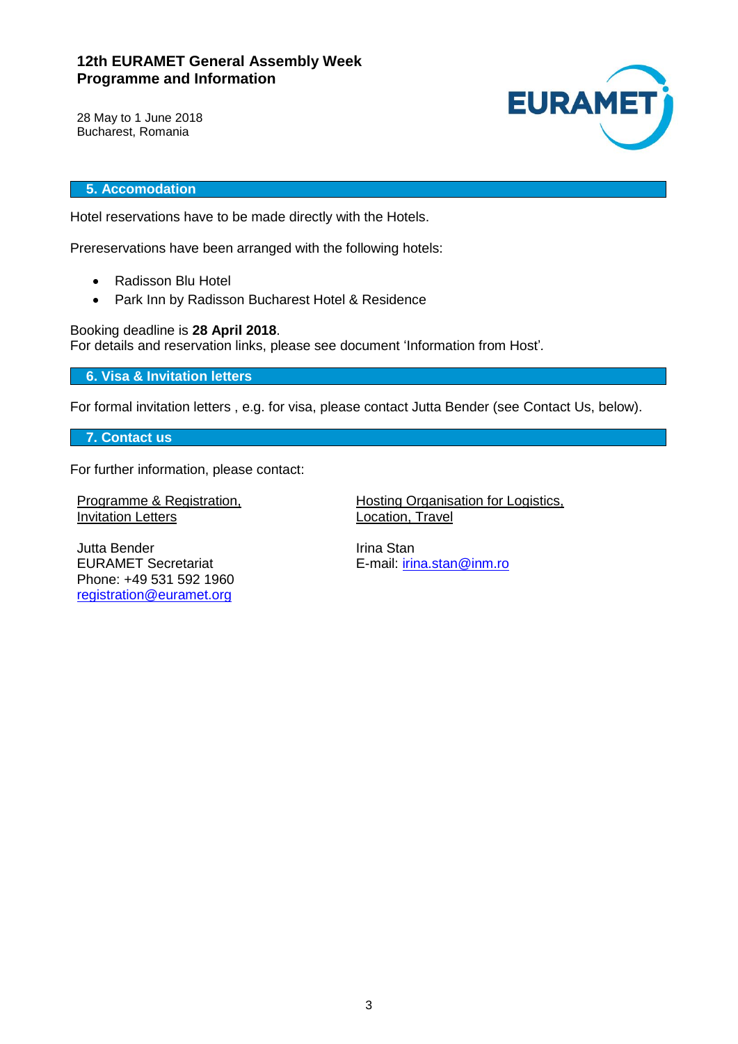## 5. Accomodation

Hotel reservations have to be made directly with the Hotels.

Prereservations have been arranged with the following hotels:

- Radisson Blu Hotel
- Park Inn by Radisson Bucharest Hotel & Residence

Booking deadline is **28 April 2018**.
For details and reservation links, please see document 'Information from Host'.

## 6. Visa & Invitation letters

For formal invitation letters , e.g. for visa, please contact Jutta Bender (see Contact Us, below).

## 7. Contact us

For further information, please contact:

Programme & Registration, Invitation Letters

Jutta Bender
EURAMET Secretariat
Phone: +49 531 592 1960
registration@euramet.org

Hosting Organisation for Logistics, Location, Travel

Irina Stan
E-mail: irina.stan@inm.ro